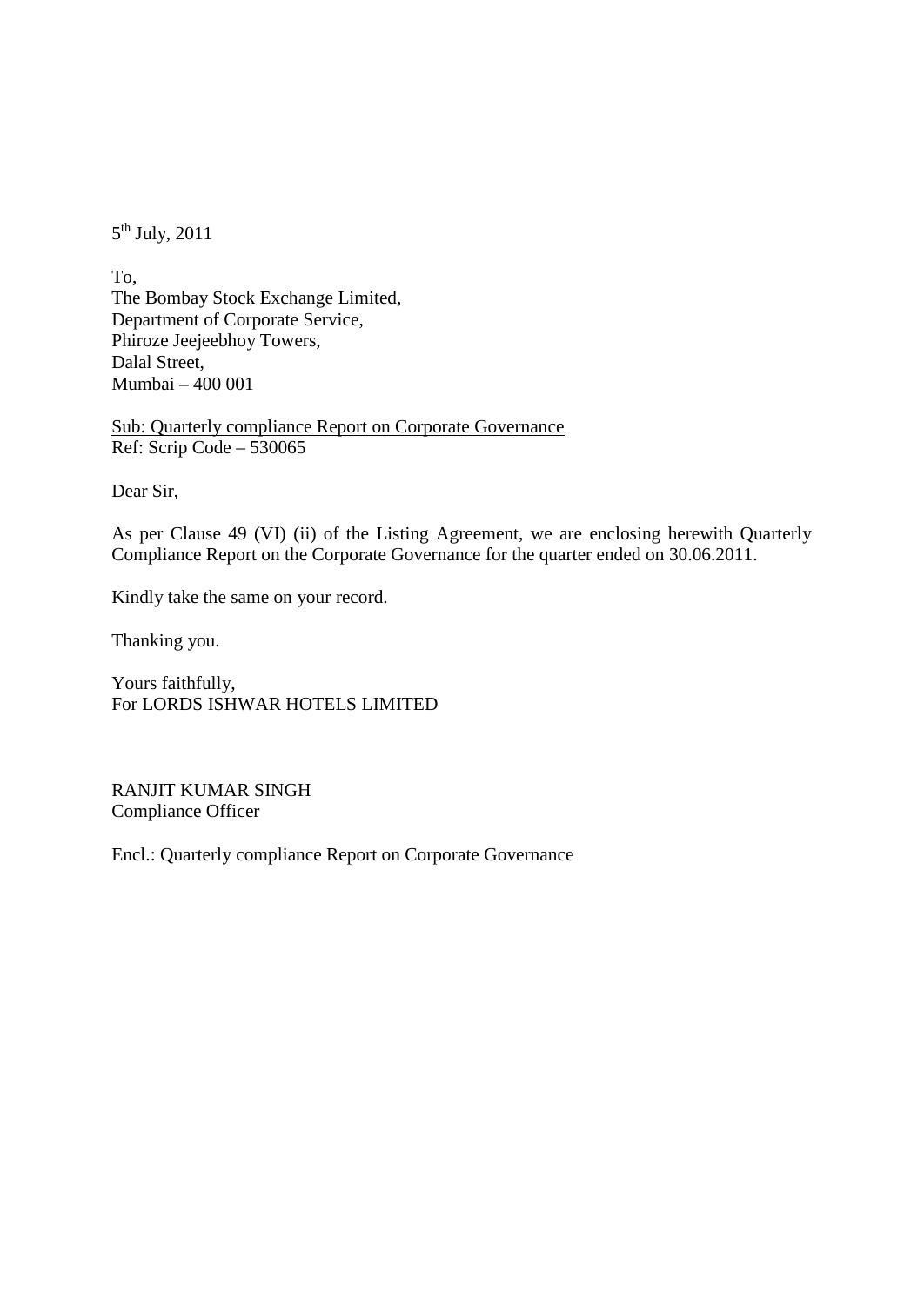5th July, 2011

To,  
The Bombay Stock Exchange Limited,  
Department of Corporate Service,  
Phiroze Jeejeebhoy Towers,  
Dalal Street,  
Mumbai – 400 001

Sub: Quarterly compliance Report on Corporate Governance  
Ref: Scrip Code – 530065

Dear Sir,

As per Clause 49 (VI) (ii) of the Listing Agreement, we are enclosing herewith Quarterly Compliance Report on the Corporate Governance for the quarter ended on 30.06.2011.

Kindly take the same on your record.

Thanking you.

Yours faithfully,  
For LORDS ISHWAR HOTELS LIMITED

RANJIT KUMAR SINGH  
Compliance Officer

Encl.: Quarterly compliance Report on Corporate Governance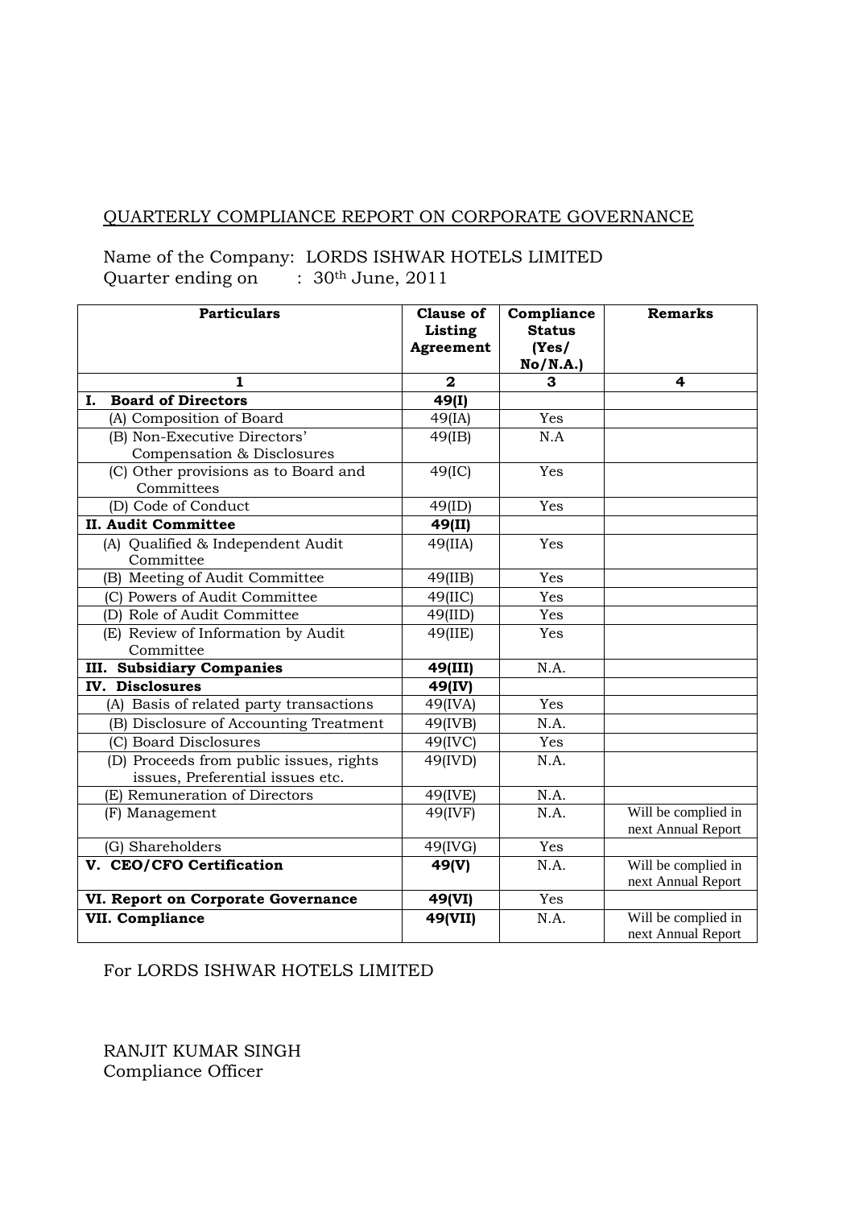QUARTERLY COMPLIANCE REPORT ON CORPORATE GOVERNANCE

Name of the Company: LORDS ISHWAR HOTELS LIMITED
Quarter ending on : 30th June, 2011

| Particulars | Clause of Listing Agreement | Compliance Status (Yes/ No/N.A.) | Remarks |
|---|---|---|---|
| 1 | 2 | 3 | 4 |
| **I. Board of Directors** | **49(I)** | | |
| (A) Composition of Board | 49(IA) | Yes | |
| (B) Non-Executive Directors' Compensation & Disclosures | 49(IB) | N.A | |
| (C) Other provisions as to Board and Committees | 49(IC) | Yes | |
| (D) Code of Conduct | 49(ID) | Yes | |
| **II. Audit Committee** | **49(II)** | | |
| (A) Qualified & Independent Audit Committee | 49(IIA) | Yes | |
| (B) Meeting of Audit Committee | 49(IIB) | Yes | |
| (C) Powers of Audit Committee | 49(IIC) | Yes | |
| (D) Role of Audit Committee | 49(IID) | Yes | |
| (E) Review of Information by Audit Committee | 49(IIE) | Yes | |
| **III. Subsidiary Companies** | **49(III)** | N.A. | |
| **IV. Disclosures** | **49(IV)** | | |
| (A) Basis of related party transactions | 49(IVA) | Yes | |
| (B) Disclosure of Accounting Treatment | 49(IVB) | N.A. | |
| (C) Board Disclosures | 49(IVC) | Yes | |
| (D) Proceeds from public issues, rights issues, Preferential issues etc. | 49(IVD) | N.A. | |
| (E) Remuneration of Directors | 49(IVE) | N.A. | |
| (F) Management | 49(IVF) | N.A. | Will be complied in next Annual Report |
| (G) Shareholders | 49(IVG) | Yes | |
| **V. CEO/CFO Certification** | **49(V)** | N.A. | Will be complied in next Annual Report |
| **VI. Report on Corporate Governance** | **49(VI)** | Yes | |
| **VII. Compliance** | **49(VII)** | N.A. | Will be complied in next Annual Report |

For LORDS ISHWAR HOTELS LIMITED

RANJIT KUMAR SINGH
Compliance Officer